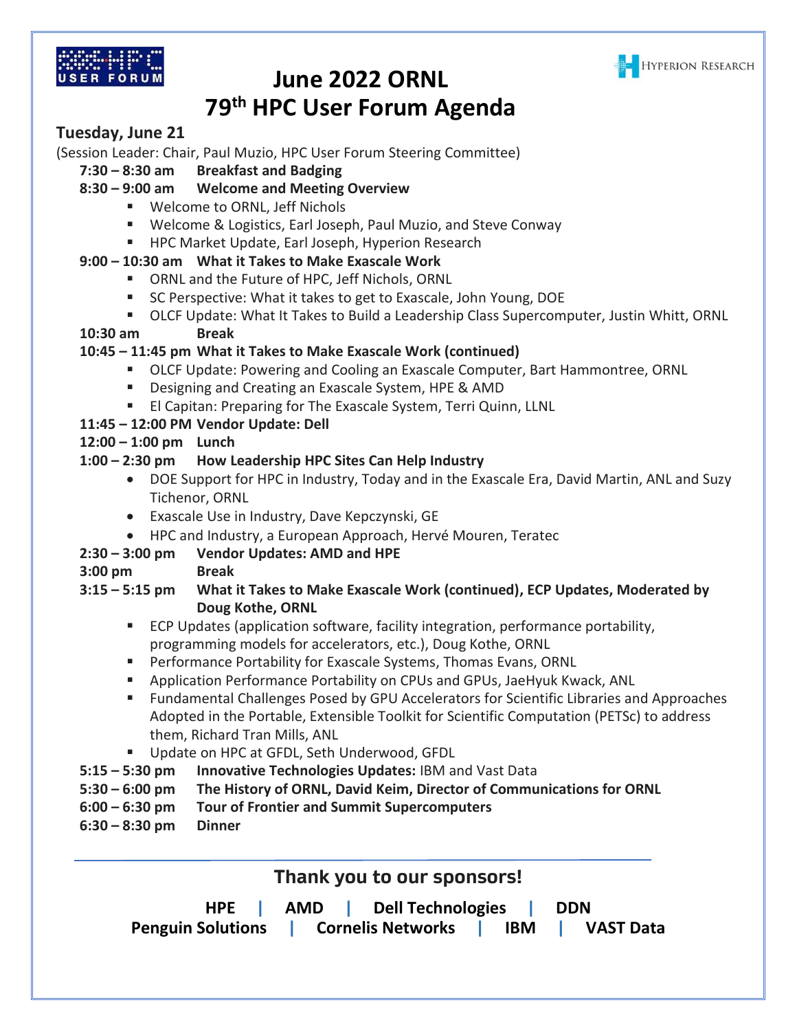# June 2022 ORNL
# 79th HPC User Forum Agenda

## Tuesday, June 21

(Session Leader: Chair, Paul Muzio, HPC User Forum Steering Committee)

**7:30 – 8:30 am Breakfast and Badging**

**8:30 – 9:00 am Welcome and Meeting Overview**

- Welcome to ORNL, Jeff Nichols
- Welcome & Logistics, Earl Joseph, Paul Muzio, and Steve Conway
- HPC Market Update, Earl Joseph, Hyperion Research

**9:00 – 10:30 am What it Takes to Make Exascale Work**

- ORNL and the Future of HPC, Jeff Nichols, ORNL
- SC Perspective: What it takes to get to Exascale, John Young, DOE
- OLCF Update: What It Takes to Build a Leadership Class Supercomputer, Justin Whitt, ORNL

**10:30 am Break**

**10:45 – 11:45 pm What it Takes to Make Exascale Work (continued)**

- OLCF Update: Powering and Cooling an Exascale Computer, Bart Hammontree, ORNL
- Designing and Creating an Exascale System, HPE & AMD
- El Capitan: Preparing for The Exascale System, Terri Quinn, LLNL

**11:45 – 12:00 PM Vendor Update: Dell**

**12:00 – 1:00 pm Lunch**

**1:00 – 2:30 pm How Leadership HPC Sites Can Help Industry**

- DOE Support for HPC in Industry, Today and in the Exascale Era, David Martin, ANL and Suzy Tichenor, ORNL
- Exascale Use in Industry, Dave Kepczynski, GE
- HPC and Industry, a European Approach, Hervé Mouren, Teratec

**2:30 – 3:00 pm Vendor Updates: AMD and HPE**

**3:00 pm Break**

**3:15 – 5:15 pm What it Takes to Make Exascale Work (continued), ECP Updates, Moderated by Doug Kothe, ORNL**

- ECP Updates (application software, facility integration, performance portability, programming models for accelerators, etc.), Doug Kothe, ORNL
- Performance Portability for Exascale Systems, Thomas Evans, ORNL
- Application Performance Portability on CPUs and GPUs, JaeHyuk Kwack, ANL
- Fundamental Challenges Posed by GPU Accelerators for Scientific Libraries and Approaches Adopted in the Portable, Extensible Toolkit for Scientific Computation (PETSc) to address them, Richard Tran Mills, ANL
- Update on HPC at GFDL, Seth Underwood, GFDL

**5:15 – 5:30 pm Innovative Technologies Updates:** IBM and Vast Data

**5:30 – 6:00 pm The History of ORNL, David Keim, Director of Communications for ORNL**

**6:00 – 6:30 pm Tour of Frontier and Summit Supercomputers**

**6:30 – 8:30 pm Dinner**

---

## Thank you to our sponsors!

**HPE | AMD | Dell Technologies | DDN**
**Penguin Solutions | Cornelis Networks | IBM | VAST Data**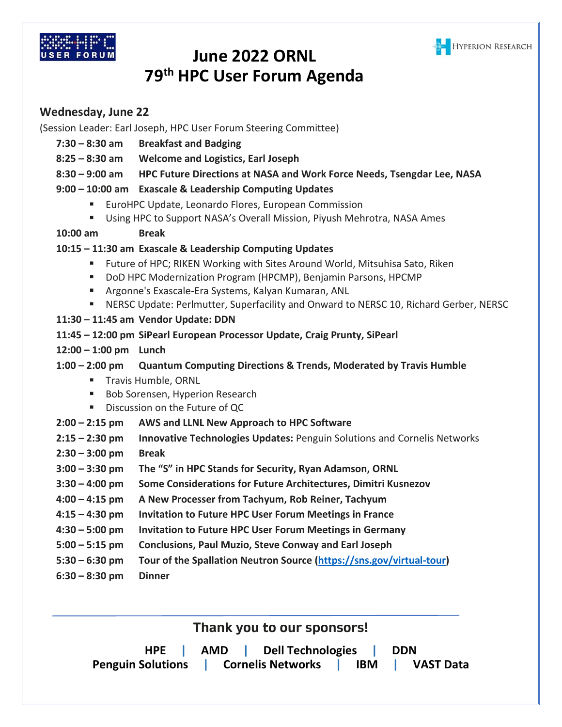# June 2022 ORNL 79th HPC User Forum Agenda

## Wednesday, June 22

(Session Leader: Earl Joseph, HPC User Forum Steering Committee)

**7:30 – 8:30 am** **Breakfast and Badging**

**8:25 – 8:30 am** **Welcome and Logistics, Earl Joseph**

**8:30 – 9:00 am** **HPC Future Directions at NASA and Work Force Needs, Tsengdar Lee, NASA**

**9:00 – 10:00 am** **Exascale & Leadership Computing Updates**

- EuroHPC Update, Leonardo Flores, European Commission
- Using HPC to Support NASA's Overall Mission, Piyush Mehrotra, NASA Ames

**10:00 am** **Break**

**10:15 – 11:30 am** **Exascale & Leadership Computing Updates**

- Future of HPC; RIKEN Working with Sites Around World, Mitsuhisa Sato, Riken
- DoD HPC Modernization Program (HPCMP), Benjamin Parsons, HPCMP
- Argonne's Exascale-Era Systems, Kalyan Kumaran, ANL
- NERSC Update: Perlmutter, Superfacility and Onward to NERSC 10, Richard Gerber, NERSC

**11:30 – 11:45 am** **Vendor Update: DDN**

**11:45 – 12:00 pm** **SiPearl European Processor Update, Craig Prunty, SiPearl**

**12:00 – 1:00 pm** **Lunch**

**1:00 – 2:00 pm** **Quantum Computing Directions & Trends, Moderated by Travis Humble**

- Travis Humble, ORNL
- Bob Sorensen, Hyperion Research
- Discussion on the Future of QC

**2:00 – 2:15 pm** **AWS and LLNL New Approach to HPC Software**

**2:15 – 2:30 pm** **Innovative Technologies Updates:** Penguin Solutions and Cornelis Networks

**2:30 – 3:00 pm** **Break**

**3:00 – 3:30 pm** **The "S" in HPC Stands for Security, Ryan Adamson, ORNL**

**3:30 – 4:00 pm** **Some Considerations for Future Architectures, Dimitri Kusnezov**

**4:00 – 4:15 pm** **A New Processer from Tachyum, Rob Reiner, Tachyum**

**4:15 – 4:30 pm** **Invitation to Future HPC User Forum Meetings in France**

**4:30 – 5:00 pm** **Invitation to Future HPC User Forum Meetings in Germany**

**5:00 – 5:15 pm** **Conclusions, Paul Muzio, Steve Conway and Earl Joseph**

**5:30 – 6:30 pm** **Tour of the Spallation Neutron Source ([https://sns.gov/virtual-tour](https://sns.gov/virtual-tour))**

**6:30 – 8:30 pm** **Dinner**

---

## Thank you to our sponsors!

**HPE | AMD | Dell Technologies | DDN**
**Penguin Solutions | Cornelis Networks | IBM | VAST Data**